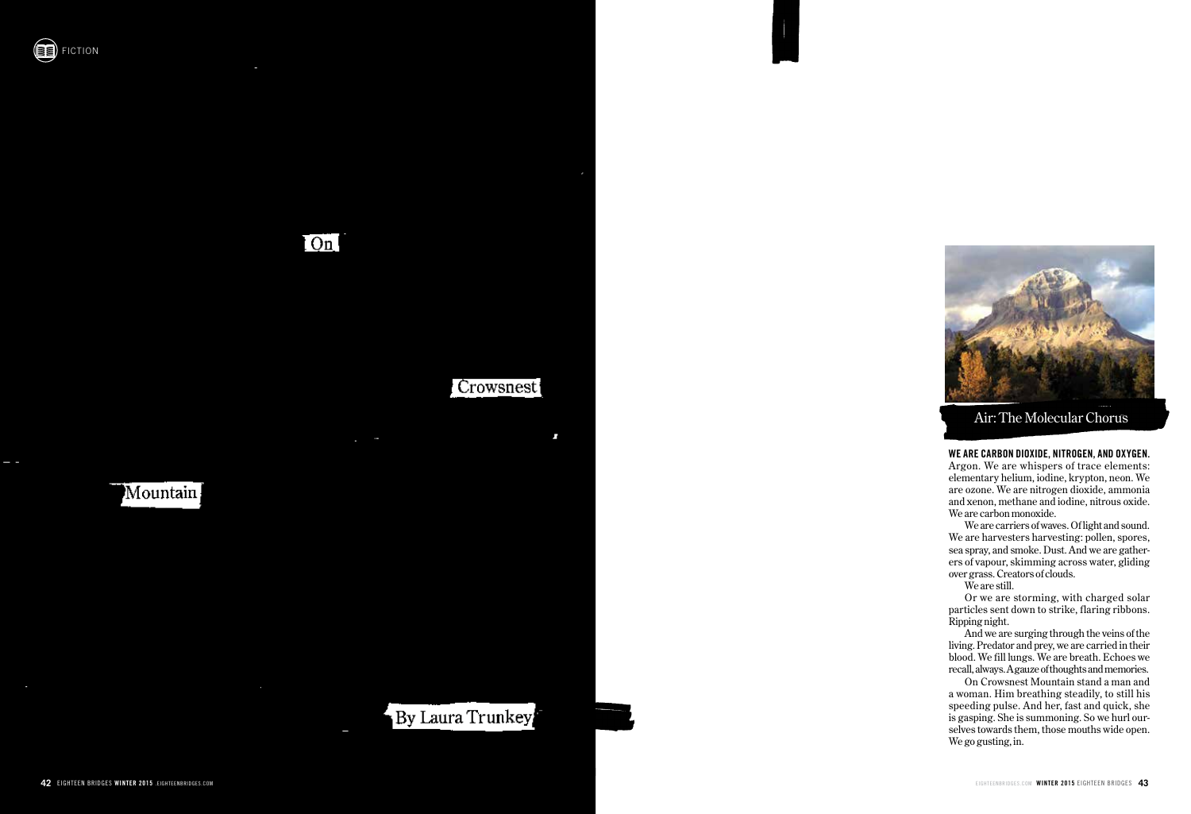FICTION

# On Crowsnest Mountain

By Laura Trunkey

## Air: The Molecular Chorus

**WE ARE CARBON DIOXIDE, NITROGEN, AND OXYGEN.** Argon. We are whispers of trace elements: elementary helium, iodine, krypton, neon. We are ozone. We are nitrogen dioxide, ammonia and xenon, methane and iodine, nitrous oxide. We are carbon monoxide.

We are carriers of waves. Of light and sound. We are harvesters harvesting: pollen, spores, sea spray, and smoke. Dust. And we are gatherers of vapour, skimming across water, gliding over grass. Creators of clouds.

We are still.

Or we are storming, with charged solar particles sent down to strike, flaring ribbons. Ripping night.

And we are surging through the veins of the living. Predator and prey, we are carried in their blood. We fill lungs. We are breath. Echoes we recall, always. A gauze of thoughts and memories.

On Crowsnest Mountain stand a man and a woman. Him breathing steadily, to still his speeding pulse. And her, fast and quick, she is gasping. She is summoning. So we hurl ourselves towards them, those mouths wide open. We go gusting, in.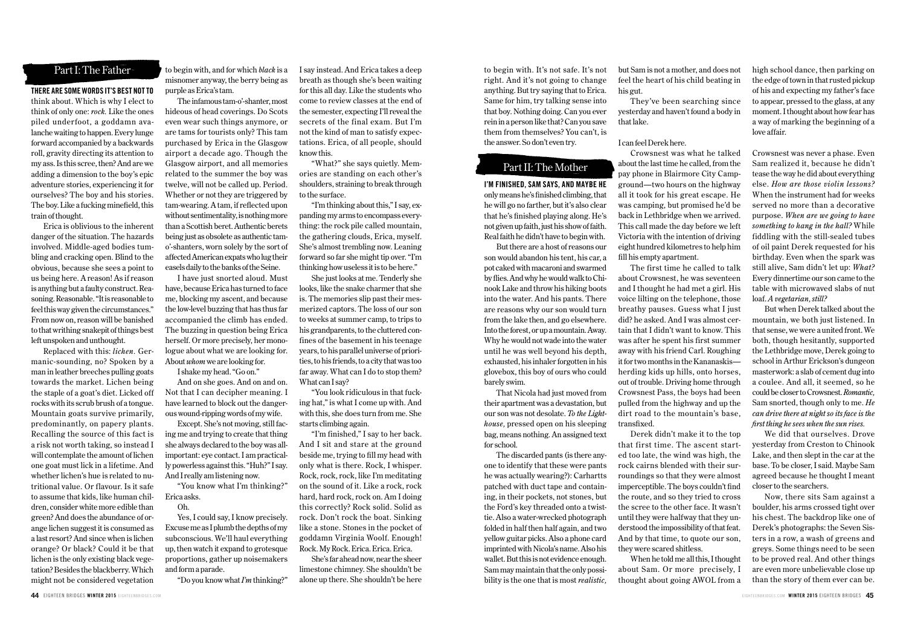## Part I: The Father

**THERE ARE SOME WORDS IT'S BEST NOT TO** think about. Which is why I elect to think of only one: *rock.* Like the ones piled underfoot, a goddamn avalanche waiting to happen. Every lunge forward accompanied by a backwards roll, gravity directing its attention to my ass. Is this scree, then? And are we adding a dimension to the boy's epic adventure stories, experiencing it for ourselves? The boy and his stories. The boy. Like a fucking minefield, this train of thought.

Erica is oblivious to the inherent danger of the situation. The hazards involved. Middle-aged bodies tumbling and cracking open. Blind to the obvious, because she sees a point to us being here. A reason! As if reason is anything but a faulty construct. Reasoning. Reasonable. "It is reasonable to feel this way given the circumstances." From now on, reason will be banished to that writhing snakepit of things best left unspoken and unthought.

Replaced with this: *lichen.* Germanic-sounding, no? Spoken by a man in leather breeches pulling goats towards the market. Lichen being the staple of a goat's diet. Licked off rocks with its scrub brush of a tongue. Mountain goats survive primarily, predominantly, on papery plants. Recalling the source of this fact is a risk not worth taking, so instead I will contemplate the amount of lichen one goat must lick in a lifetime. And whether lichen's hue is related to nutritional value. Or flavour. Is it safe to assume that kids, like human children, consider white more edible than green? And does the abundance of orange lichen suggest it is consumed as a last resort? And since when is lichen orange? Or black? Could it be that lichen is the only existing black vegetation? Besides the blackberry. Which might not be considered vegetation to begin with, and for which *black* is a misnomer anyway, the berry being as purple as Erica's tam.

The infamous tam-o'-shanter, most hideous of head coverings. Do Scots even wear such things anymore, or are tams for tourists only? This tam purchased by Erica in the Glasgow airport a decade ago. Though the Glasgow airport, and all memories related to the summer the boy was twelve, will not be called up. Period. Whether or not they are triggered by tam-wearing. A tam, if reflected upon without sentimentality, is nothing more than a Scottish beret. Authentic berets being just as obsolete as authentic tam-o'-shanters, worn solely by the sort of affected American expats who lug their easels daily to the banks of the Seine.

I have just snorted aloud. Must have, because Erica has turned to face me, blocking my ascent, and because the low-level buzzing that has thus far accompanied the climb has ended. The buzzing in question being Erica herself. Or more precisely, her monologue about what we are looking for. About *whom* we are looking for.

I shake my head. "Go on."

And on she goes. And on and on. Not that I can decipher meaning. I have learned to block out the dangerous wound-ripping words of my wife.

Except. She's not moving, still facing me and trying to create that thing she always declared to the boy was all-important: eye contact. I am practically powerless against this. "Huh?" I say. And I really am listening now.

"You know what I'm thinking?" Erica asks.

Oh.

Yes, I could say, I know precisely. Excuse me as I plumb the depths of my subconscious. We'll haul everything up, then watch it expand to grotesque proportions, gather up noisemakers and form a parade.

"Do you know what *I'm* thinking?" I say instead. And Erica takes a deep breath as though she's been waiting for this all day. Like the students who come to review classes at the end of the semester, expecting I'll reveal the secrets of the final exam. But I'm not the kind of man to satisfy expectations. Erica, of all people, should know this.

"What?" she says quietly. Memories are standing on each other's shoulders, straining to break through to the surface.

"I'm thinking about this," I say, expanding my arms to encompass everything: the rock pile called mountain, the gathering clouds, Erica, myself. She's almost trembling now. Leaning forward so far she might tip over. "I'm thinking how useless it is to be here."

She just looks at me. Tenderly she looks, like the snake charmer that she is. The memories slip past their mesmerized captors. The loss of our son to weeks at summer camp, to trips to his grandparents, to the cluttered confines of the basement in his teenage years, to his parallel universe of priorities, to his friends, to a city that was too far away. What can I do to stop them? What can I say?

"You look ridiculous in that fucking hat," is what I come up with. And with this, she does turn from me. She starts climbing again.

"I'm finished," I say to her back. And I sit and stare at the ground beside me, trying to fill my head with only what is there. Rock, I whisper. Rock, rock, rock, like I'm meditating on the sound of it. Like a rock, rock hard, hard rock, rock on. Am I doing this correctly? Rock solid. Solid as rock. Don't rock the boat. Sinking like a stone. Stones in the pocket of goddamn Virginia Woolf. Enough! Rock. My Rock. Erica. Erica. Erica.

She's far ahead now, near the sheer limestone chimney. She shouldn't be alone up there. She shouldn't be here to begin with. It's not safe. It's not right. And it's not going to change anything. But try saying that to Erica. Same for him, try talking sense into that boy. Nothing doing. Can you ever rein in a person like that? Can you save them from themselves? You can't, is the answer. So don't even try.

## Part II: The Mother

**I'M FINISHED, SAM SAYS, AND MAYBE HE** only means he's finished climbing, that he will go no farther, but it's also clear that he's finished playing along. He's not given up faith, just his show of faith. Real faith he didn't have to begin with.

But there are a host of reasons our son would abandon his tent, his car, a pot caked with macaroni and swarmed by flies. And why he would walk to Chinook Lake and throw his hiking boots into the water. And his pants. There are reasons why our son would turn from the lake then, and go elsewhere. Into the forest, or up a mountain. Away. Why he would not wade into the water until he was well beyond his depth, exhausted, his inhaler forgotten in his glovebox, this boy of ours who could barely swim.

That Nicola had just moved from their apartment was a devastation, but our son was not desolate. *To the Lighthouse,* pressed open on his sleeping bag, means nothing. An assigned text for school.

The discarded pants (is there anyone to identify that these were pants he was actually wearing?): Carhartts patched with duct tape and containing, in their pockets, not stones, but the Ford's key threaded onto a twist-tie. Also a water-wrecked photograph folded in half then half again, and two yellow guitar picks. Also a phone card imprinted with Nicola's name. Also his wallet. But this is not evidence enough. Sam may maintain that the only possibility is the one that is most *realistic,* but Sam is not a mother, and does not feel the heart of his child beating in his gut.

They've been searching since yesterday and haven't found a body in that lake.

I can feel Derek here.

Crowsnest was what he talked about the last time he called, from the pay phone in Blairmore City Campground—two hours on the highway all it took for his great escape. He was camping, but promised he'd be back in Lethbridge when we arrived. This call made the day before we left Victoria with the intention of driving eight hundred kilometres to help him fill his empty apartment.

The first time he called to talk about Crowsnest, he was seventeen and I thought he had met a girl. His voice lilting on the telephone, those breathy pauses. Guess what I just did? he asked. And I was almost certain that I didn't want to know. This was after he spent his first summer away with his friend Carl. Roughing it for two months in the Kananaskis—herding kids up hills, onto horses, out of trouble. Driving home through Crowsnest Pass, the boys had been pulled from the highway and up the dirt road to the mountain's base, transfixed.

Derek didn't make it to the top that first time. The ascent started too late, the wind was high, the rock cairns blended with their surroundings so that they were almost imperceptible. The boys couldn't find the route, and so they tried to cross the scree to the other face. It wasn't until they were halfway that they understood the impossibility of that feat. And by that time, to quote our son, they were scared shitless.

When he told me all this, I thought about Sam. Or more precisely, I thought about going AWOL from a high school dance, then parking on the edge of town in that rusted pickup of his and expecting my father's face to appear, pressed to the glass, at any moment. I thought about how fear has a way of marking the beginning of a love affair.

Crowsnest was never a phase. Even Sam realized it, because he didn't tease the way he did about everything else. *How are those violin lessons?* When the instrument had for weeks served no more than a decorative purpose. *When are we going to have something to hang in the hall?* While fiddling with the still-sealed tubes of oil paint Derek requested for his birthday. Even when the spark was still alive, Sam didn't let up: *What?* Every dinnertime our son came to the table with microwaved slabs of nut loaf. *A vegetarian, still?*

But when Derek talked about the mountain, we both just listened. In that sense, we were a united front. We both, though hesitantly, supported the Lethbridge move, Derek going to school in Arthur Erickson's dungeon masterwork: a slab of cement dug into a coulee. And all, it seemed, so he could be closer to Crowsnest. *Romantic,* Sam snorted, though only to me. *He can drive there at night so its face is the first thing he sees when the sun rises.*

We did that ourselves. Drove yesterday from Creston to Chinook Lake, and then slept in the car at the base. To be closer, I said. Maybe Sam agreed because he thought I meant closer to the searchers.

Now, there sits Sam against a boulder, his arms crossed tight over his chest. The backdrop like one of Derek's photographs: the Seven Sisters in a row, a wash of greens and greys. Some things need to be seen to be proved real. And other things are even more unbelievable close up than the story of them ever can be.